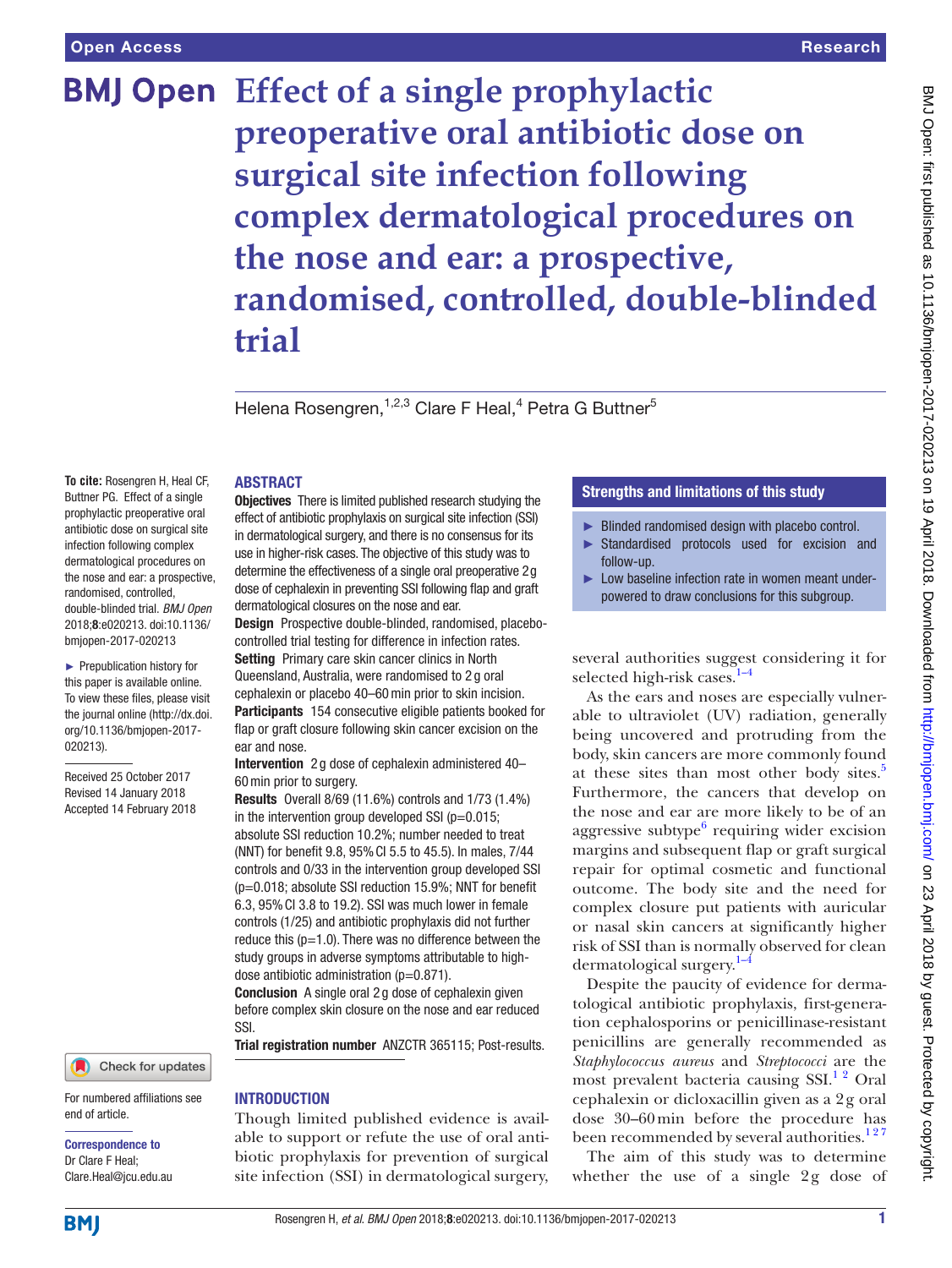# Effect of a single prophylactic preoperative oral antibiotic dose on surgical site infection following complex dermatological procedures on the nose and ear: a prospective, randomised, controlled, double-blinded trial

Helena Rosengren,[1,2,3] Clare F Heal,[4] Petra G Buttner[5]

**To cite:** Rosengren H, Heal CF, Buttner PG. Effect of a single prophylactic preoperative oral antibiotic dose on surgical site infection following complex dermatological procedures on the nose and ear: a prospective, randomised, controlled, double-blinded trial. *BMJ Open* 2018;**8**:e020213. doi:10.1136/bmjopen-2017-020213

► Prepublication history for this paper is available online. To view these files, please visit the journal online (http://dx.doi.org/10.1136/bmjopen-2017-020213).

Received 25 October 2017
Revised 14 January 2018
Accepted 14 February 2018

## ABSTRACT

**Objectives** There is limited published research studying the effect of antibiotic prophylaxis on surgical site infection (SSI) in dermatological surgery, and there is no consensus for its use in higher-risk cases. The objective of this study was to determine the effectiveness of a single oral preoperative 2 g dose of cephalexin in preventing SSI following flap and graft dermatological closures on the nose and ear.

**Design** Prospective double-blinded, randomised, placebo-controlled trial testing for difference in infection rates.

**Setting** Primary care skin cancer clinics in North Queensland, Australia, were randomised to 2 g oral cephalexin or placebo 40–60 min prior to skin incision.

**Participants** 154 consecutive eligible patients booked for flap or graft closure following skin cancer excision on the ear and nose.

**Intervention** 2 g dose of cephalexin administered 40–60 min prior to surgery.

**Results** Overall 8/69 (11.6%) controls and 1/73 (1.4%) in the intervention group developed SSI (p=0.015; absolute SSI reduction 10.2%; number needed to treat (NNT) for benefit 9.8, 95% CI 5.5 to 45.5). In males, 7/44 controls and 0/33 in the intervention group developed SSI (p=0.018; absolute SSI reduction 15.9%; NNT for benefit 6.3, 95% CI 3.8 to 19.2). SSI was much lower in female controls (1/25) and antibiotic prophylaxis did not further reduce this (p=1.0). There was no difference between the study groups in adverse symptoms attributable to high-dose antibiotic administration (p=0.871).

**Conclusion** A single oral 2 g dose of cephalexin given before complex skin closure on the nose and ear reduced SSI.

**Trial registration number** ANZCTR 365115; Post-results.

## Strengths and limitations of this study

- ► Blinded randomised design with placebo control.
- ► Standardised protocols used for excision and follow-up.
- ► Low baseline infection rate in women meant under-powered to draw conclusions for this subgroup.

## INTRODUCTION

Though limited published evidence is available to support or refute the use of oral antibiotic prophylaxis for prevention of surgical site infection (SSI) in dermatological surgery, several authorities suggest considering it for selected high-risk cases.[1–4]

As the ears and noses are especially vulnerable to ultraviolet (UV) radiation, generally being uncovered and protruding from the body, skin cancers are more commonly found at these sites than most other body sites.[5] Furthermore, the cancers that develop on the nose and ear are more likely to be of an aggressive subtype[6] requiring wider excision margins and subsequent flap or graft surgical repair for optimal cosmetic and functional outcome. The body site and the need for complex closure put patients with auricular or nasal skin cancers at significantly higher risk of SSI than is normally observed for clean dermatological surgery.[1–4]

Despite the paucity of evidence for dermatological antibiotic prophylaxis, first-generation cephalosporins or penicillinase-resistant penicillins are generally recommended as *Staphylococcus aureus* and *Streptococci* are the most prevalent bacteria causing SSI.[1 2] Oral cephalexin or dicloxacillin given as a 2 g oral dose 30–60 min before the procedure has been recommended by several authorities.[1 2 7]

The aim of this study was to determine whether the use of a single 2 g dose of

For numbered affiliations see end of article.

**Correspondence to**
Dr Clare F Heal;
Clare.Heal@jcu.edu.au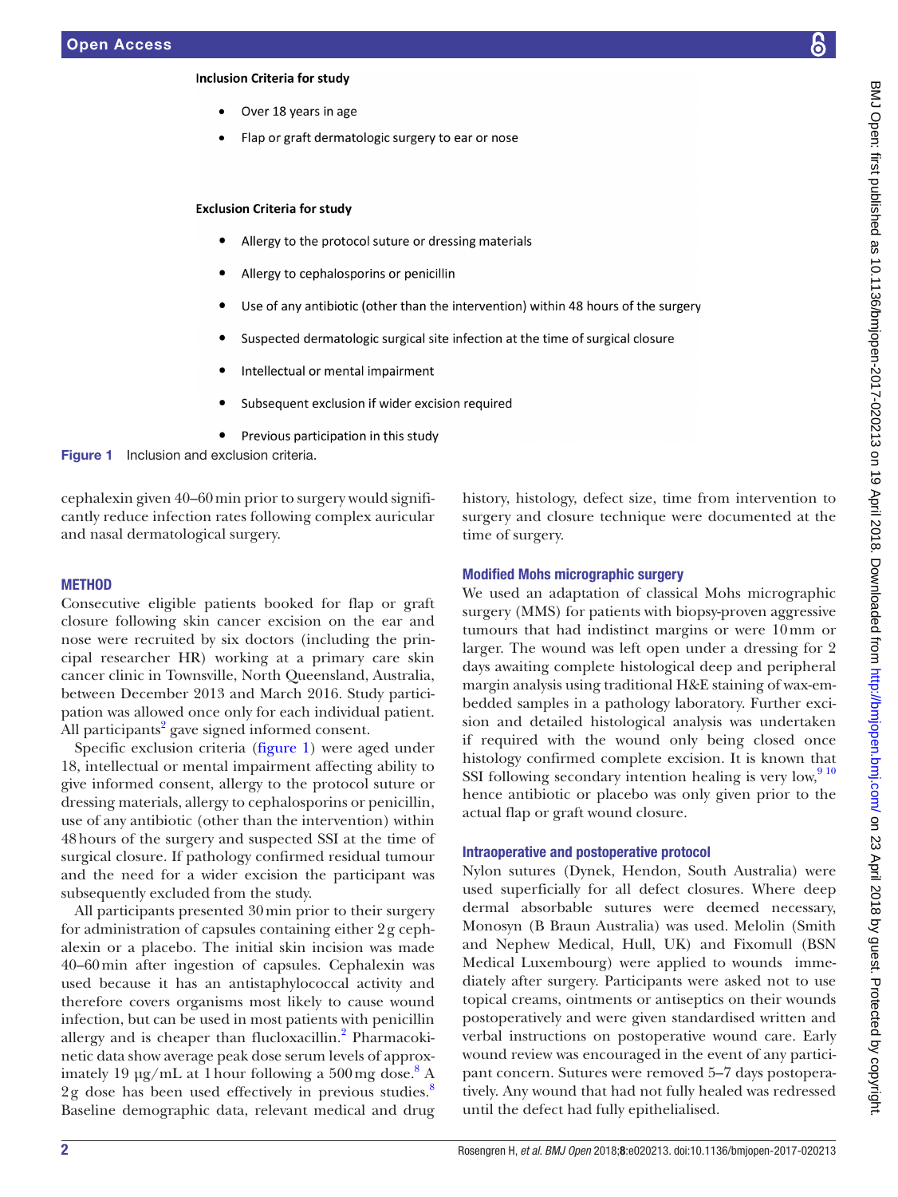**Inclusion Criteria for study**

- Over 18 years in age
- Flap or graft dermatologic surgery to ear or nose

**Exclusion Criteria for study**

- Allergy to the protocol suture or dressing materials
- Allergy to cephalosporins or penicillin
- Use of any antibiotic (other than the intervention) within 48 hours of the surgery
- Suspected dermatologic surgical site infection at the time of surgical closure
- Intellectual or mental impairment
- Subsequent exclusion if wider excision required
- Previous participation in this study

**Figure 1** Inclusion and exclusion criteria.

cephalexin given 40–60 min prior to surgery would significantly reduce infection rates following complex auricular and nasal dermatological surgery.

## METHOD

Consecutive eligible patients booked for flap or graft closure following skin cancer excision on the ear and nose were recruited by six doctors (including the principal researcher HR) working at a primary care skin cancer clinic in Townsville, North Queensland, Australia, between December 2013 and March 2016. Study participation was allowed once only for each individual patient. All participants[2] gave signed informed consent.

Specific exclusion criteria (figure 1) were aged under 18, intellectual or mental impairment affecting ability to give informed consent, allergy to the protocol suture or dressing materials, allergy to cephalosporins or penicillin, use of any antibiotic (other than the intervention) within 48 hours of the surgery and suspected SSI at the time of surgical closure. If pathology confirmed residual tumour and the need for a wider excision the participant was subsequently excluded from the study.

All participants presented 30 min prior to their surgery for administration of capsules containing either 2 g cephalexin or a placebo. The initial skin incision was made 40–60 min after ingestion of capsules. Cephalexin was used because it has an antistaphylococcal activity and therefore covers organisms most likely to cause wound infection, but can be used in most patients with penicillin allergy and is cheaper than flucloxacillin.[2] Pharmacokinetic data show average peak dose serum levels of approximately 19 µg/mL at 1 hour following a 500 mg dose.[8] A 2 g dose has been used effectively in previous studies.[8] Baseline demographic data, relevant medical and drug history, histology, defect size, time from intervention to surgery and closure technique were documented at the time of surgery.

### Modified Mohs micrographic surgery

We used an adaptation of classical Mohs micrographic surgery (MMS) for patients with biopsy-proven aggressive tumours that had indistinct margins or were 10 mm or larger. The wound was left open under a dressing for 2 days awaiting complete histological deep and peripheral margin analysis using traditional H&E staining of wax-embedded samples in a pathology laboratory. Further excision and detailed histological analysis was undertaken if required with the wound only being closed once histology confirmed complete excision. It is known that SSI following secondary intention healing is very low,[9,10] hence antibiotic or placebo was only given prior to the actual flap or graft wound closure.

### Intraoperative and postoperative protocol

Nylon sutures (Dynek, Hendon, South Australia) were used superficially for all defect closures. Where deep dermal absorbable sutures were deemed necessary, Monosyn (B Braun Australia) was used. Melolin (Smith and Nephew Medical, Hull, UK) and Fixomull (BSN Medical Luxembourg) were applied to wounds immediately after surgery. Participants were asked not to use topical creams, ointments or antiseptics on their wounds postoperatively and were given standardised written and verbal instructions on postoperative wound care. Early wound review was encouraged in the event of any participant concern. Sutures were removed 5–7 days postoperatively. Any wound that had not fully healed was redressed until the defect had fully epithelialised.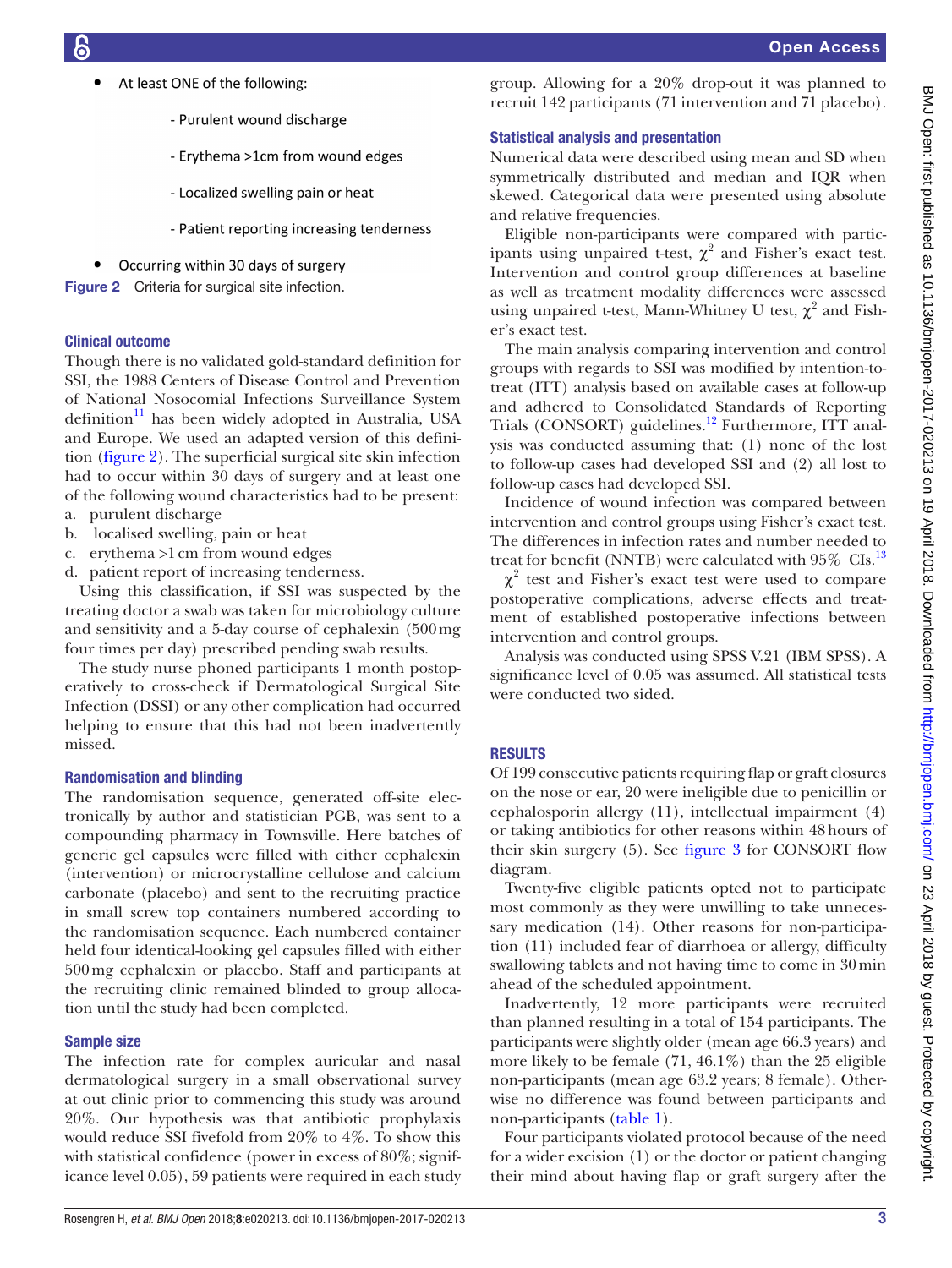- At least ONE of the following:
  - Purulent wound discharge
  - Erythema >1cm from wound edges
  - Localized swelling pain or heat
  - Patient reporting increasing tenderness
- Occurring within 30 days of surgery

**Figure 2** Criteria for surgical site infection.

### Clinical outcome

Though there is no validated gold-standard definition for SSI, the 1988 Centers of Disease Control and Prevention of National Nosocomial Infections Surveillance System definition[11] has been widely adopted in Australia, USA and Europe. We used an adapted version of this definition (figure 2). The superficial surgical site skin infection had to occur within 30 days of surgery and at least one of the following wound characteristics had to be present:

a. purulent discharge
b. localised swelling, pain or heat
c. erythema >1 cm from wound edges
d. patient report of increasing tenderness.

Using this classification, if SSI was suspected by the treating doctor a swab was taken for microbiology culture and sensitivity and a 5-day course of cephalexin (500 mg four times per day) prescribed pending swab results.

The study nurse phoned participants 1 month postoperatively to cross-check if Dermatological Surgical Site Infection (DSSI) or any other complication had occurred helping to ensure that this had not been inadvertently missed.

### Randomisation and blinding

The randomisation sequence, generated off-site electronically by author and statistician PGB, was sent to a compounding pharmacy in Townsville. Here batches of generic gel capsules were filled with either cephalexin (intervention) or microcrystalline cellulose and calcium carbonate (placebo) and sent to the recruiting practice in small screw top containers numbered according to the randomisation sequence. Each numbered container held four identical-looking gel capsules filled with either 500 mg cephalexin or placebo. Staff and participants at the recruiting clinic remained blinded to group allocation until the study had been completed.

### Sample size

The infection rate for complex auricular and nasal dermatological surgery in a small observational survey at out clinic prior to commencing this study was around 20%. Our hypothesis was that antibiotic prophylaxis would reduce SSI fivefold from 20% to 4%. To show this with statistical confidence (power in excess of 80%; significance level 0.05), 59 patients were required in each study group. Allowing for a 20% drop-out it was planned to recruit 142 participants (71 intervention and 71 placebo).

### Statistical analysis and presentation

Numerical data were described using mean and SD when symmetrically distributed and median and IQR when skewed. Categorical data were presented using absolute and relative frequencies.

Eligible non-participants were compared with participants using unpaired t-test, $\chi^2$ and Fisher's exact test. Intervention and control group differences at baseline as well as treatment modality differences were assessed using unpaired t-test, Mann-Whitney U test, $\chi^2$ and Fisher's exact test.

The main analysis comparing intervention and control groups with regards to SSI was modified by intention-to-treat (ITT) analysis based on available cases at follow-up and adhered to Consolidated Standards of Reporting Trials (CONSORT) guidelines.[12] Furthermore, ITT analysis was conducted assuming that: (1) none of the lost to follow-up cases had developed SSI and (2) all lost to follow-up cases had developed SSI.

Incidence of wound infection was compared between intervention and control groups using Fisher's exact test. The differences in infection rates and number needed to treat for benefit (NNTB) were calculated with 95% CIs.[13]

$\chi^2$ test and Fisher's exact test were used to compare postoperative complications, adverse effects and treatment of established postoperative infections between intervention and control groups.

Analysis was conducted using SPSS V.21 (IBM SPSS). A significance level of 0.05 was assumed. All statistical tests were conducted two sided.

## RESULTS

Of 199 consecutive patients requiring flap or graft closures on the nose or ear, 20 were ineligible due to penicillin or cephalosporin allergy (11), intellectual impairment (4) or taking antibiotics for other reasons within 48 hours of their skin surgery (5). See figure 3 for CONSORT flow diagram.

Twenty-five eligible patients opted not to participate most commonly as they were unwilling to take unnecessary medication (14). Other reasons for non-participation (11) included fear of diarrhoea or allergy, difficulty swallowing tablets and not having time to come in 30 min ahead of the scheduled appointment.

Inadvertently, 12 more participants were recruited than planned resulting in a total of 154 participants. The participants were slightly older (mean age 66.3 years) and more likely to be female (71, 46.1%) than the 25 eligible non-participants (mean age 63.2 years; 8 female). Otherwise no difference was found between participants and non-participants (table 1).

Four participants violated protocol because of the need for a wider excision (1) or the doctor or patient changing their mind about having flap or graft surgery after the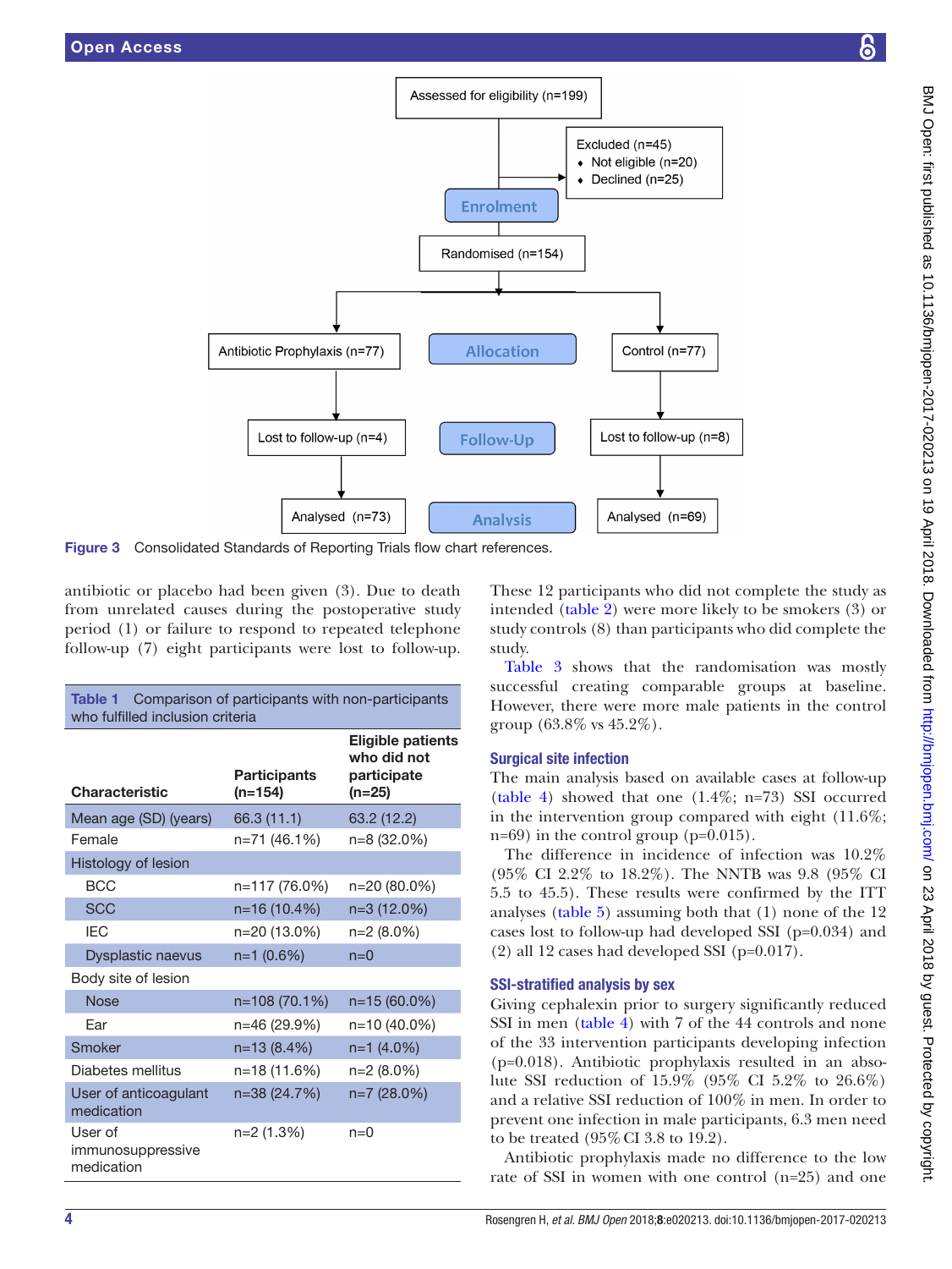Figure 3 Consolidated Standards of Reporting Trials flow chart references.

antibiotic or placebo had been given (3). Due to death from unrelated causes during the postoperative study period (1) or failure to respond to repeated telephone follow-up (7) eight participants were lost to follow-up.

**Table 1** Comparison of participants with non-participants who fulfilled inclusion criteria

| Characteristic | Participants (n=154) | Eligible patients who did not participate (n=25) |
|---|---|---|
| Mean age (SD) (years) | 66.3 (11.1) | 63.2 (12.2) |
| Female | n=71 (46.1%) | n=8 (32.0%) |
| Histology of lesion | | |
| BCC | n=117 (76.0%) | n=20 (80.0%) |
| SCC | n=16 (10.4%) | n=3 (12.0%) |
| IEC | n=20 (13.0%) | n=2 (8.0%) |
| Dysplastic naevus | n=1 (0.6%) | n=0 |
| Body site of lesion | | |
| Nose | n=108 (70.1%) | n=15 (60.0%) |
| Ear | n=46 (29.9%) | n=10 (40.0%) |
| Smoker | n=13 (8.4%) | n=1 (4.0%) |
| Diabetes mellitus | n=18 (11.6%) | n=2 (8.0%) |
| User of anticoagulant medication | n=38 (24.7%) | n=7 (28.0%) |
| User of immunosuppressive medication | n=2 (1.3%) | n=0 |

These 12 participants who did not complete the study as intended (table 2) were more likely to be smokers (3) or study controls (8) than participants who did complete the study.

Table 3 shows that the randomisation was mostly successful creating comparable groups at baseline. However, there were more male patients in the control group (63.8% vs 45.2%).

## Surgical site infection

The main analysis based on available cases at follow-up (table 4) showed that one (1.4%; n=73) SSI occurred in the intervention group compared with eight (11.6%; n=69) in the control group (p=0.015).

The difference in incidence of infection was 10.2% (95% CI 2.2% to 18.2%). The NNTB was 9.8 (95% CI 5.5 to 45.5). These results were confirmed by the ITT analyses (table 5) assuming both that (1) none of the 12 cases lost to follow-up had developed SSI (p=0.034) and (2) all 12 cases had developed SSI (p=0.017).

## SSI-stratified analysis by sex

Giving cephalexin prior to surgery significantly reduced SSI in men (table 4) with 7 of the 44 controls and none of the 33 intervention participants developing infection (p=0.018). Antibiotic prophylaxis resulted in an absolute SSI reduction of 15.9% (95% CI 5.2% to 26.6%) and a relative SSI reduction of 100% in men. In order to prevent one infection in male participants, 6.3 men need to be treated (95% CI 3.8 to 19.2).

Antibiotic prophylaxis made no difference to the low rate of SSI in women with one control (n=25) and one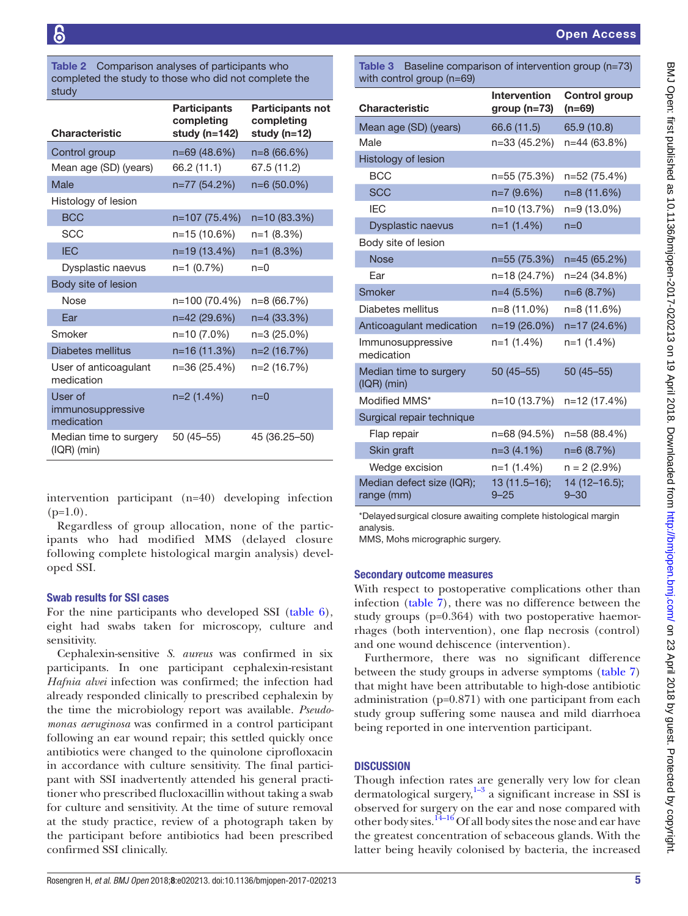**Table 2** Comparison analyses of participants who completed the study to those who did not complete the study

| Characteristic | Participants completing study (n=142) | Participants not completing study (n=12) |
|---|---|---|
| Control group | n=69 (48.6%) | n=8 (66.6%) |
| Mean age (SD) (years) | 66.2 (11.1) | 67.5 (11.2) |
| Male | n=77 (54.2%) | n=6 (50.0%) |
| Histology of lesion | | |
| BCC | n=107 (75.4%) | n=10 (83.3%) |
| SCC | n=15 (10.6%) | n=1 (8.3%) |
| IEC | n=19 (13.4%) | n=1 (8.3%) |
| Dysplastic naevus | n=1 (0.7%) | n=0 |
| Body site of lesion | | |
| Nose | n=100 (70.4%) | n=8 (66.7%) |
| Ear | n=42 (29.6%) | n=4 (33.3%) |
| Smoker | n=10 (7.0%) | n=3 (25.0%) |
| Diabetes mellitus | n=16 (11.3%) | n=2 (16.7%) |
| User of anticoagulant medication | n=36 (25.4%) | n=2 (16.7%) |
| User of immunosuppressive medication | n=2 (1.4%) | n=0 |
| Median time to surgery (IQR) (min) | 50 (45–55) | 45 (36.25–50) |

intervention participant (n=40) developing infection (p=1.0).

Regardless of group allocation, none of the participants who had modified MMS (delayed closure following complete histological margin analysis) developed SSI.

### Swab results for SSI cases

For the nine participants who developed SSI (table 6), eight had swabs taken for microscopy, culture and sensitivity.

Cephalexin-sensitive *S. aureus* was confirmed in six participants. In one participant cephalexin-resistant *Hafnia alvei* infection was confirmed; the infection had already responded clinically to prescribed cephalexin by the time the microbiology report was available. *Pseudomonas aeruginosa* was confirmed in a control participant following an ear wound repair; this settled quickly once antibiotics were changed to the quinolone ciprofloxacin in accordance with culture sensitivity. The final participant with SSI inadvertently attended his general practitioner who prescribed flucloxacillin without taking a swab for culture and sensitivity. At the time of suture removal at the study practice, review of a photograph taken by the participant before antibiotics had been prescribed confirmed SSI clinically.

**Table 3** Baseline comparison of intervention group (n=73) with control group (n=69)

| Characteristic | Intervention group (n=73) | Control group (n=69) |
|---|---|---|
| Mean age (SD) (years) | 66.6 (11.5) | 65.9 (10.8) |
| Male | n=33 (45.2%) | n=44 (63.8%) |
| Histology of lesion | | |
| BCC | n=55 (75.3%) | n=52 (75.4%) |
| SCC | n=7 (9.6%) | n=8 (11.6%) |
| IEC | n=10 (13.7%) | n=9 (13.0%) |
| Dysplastic naevus | n=1 (1.4%) | n=0 |
| Body site of lesion | | |
| Nose | n=55 (75.3%) | n=45 (65.2%) |
| Ear | n=18 (24.7%) | n=24 (34.8%) |
| Smoker | n=4 (5.5%) | n=6 (8.7%) |
| Diabetes mellitus | n=8 (11.0%) | n=8 (11.6%) |
| Anticoagulant medication | n=19 (26.0%) | n=17 (24.6%) |
| Immunosuppressive medication | n=1 (1.4%) | n=1 (1.4%) |
| Median time to surgery (IQR) (min) | 50 (45–55) | 50 (45–55) |
| Modified MMS* | n=10 (13.7%) | n=12 (17.4%) |
| Surgical repair technique | | |
| Flap repair | n=68 (94.5%) | n=58 (88.4%) |
| Skin graft | n=3 (4.1%) | n=6 (8.7%) |
| Wedge excision | n=1 (1.4%) | n = 2 (2.9%) |
| Median defect size (IQR); range (mm) | 13 (11.5–16); 9–25 | 14 (12–16.5); 9–30 |

*Delayed surgical closure awaiting complete histological margin analysis.
MMS, Mohs micrographic surgery.

### Secondary outcome measures

With respect to postoperative complications other than infection (table 7), there was no difference between the study groups (p=0.364) with two postoperative haemorrhages (both intervention), one flap necrosis (control) and one wound dehiscence (intervention).

Furthermore, there was no significant difference between the study groups in adverse symptoms (table 7) that might have been attributable to high-dose antibiotic administration (p=0.871) with one participant from each study group suffering some nausea and mild diarrhoea being reported in one intervention participant.

## DISCUSSION

Though infection rates are generally very low for clean dermatological surgery,[1–3] a significant increase in SSI is observed for surgery on the ear and nose compared with other body sites.[14–16] Of all body sites the nose and ear have the greatest concentration of sebaceous glands. With the latter being heavily colonised by bacteria, the increased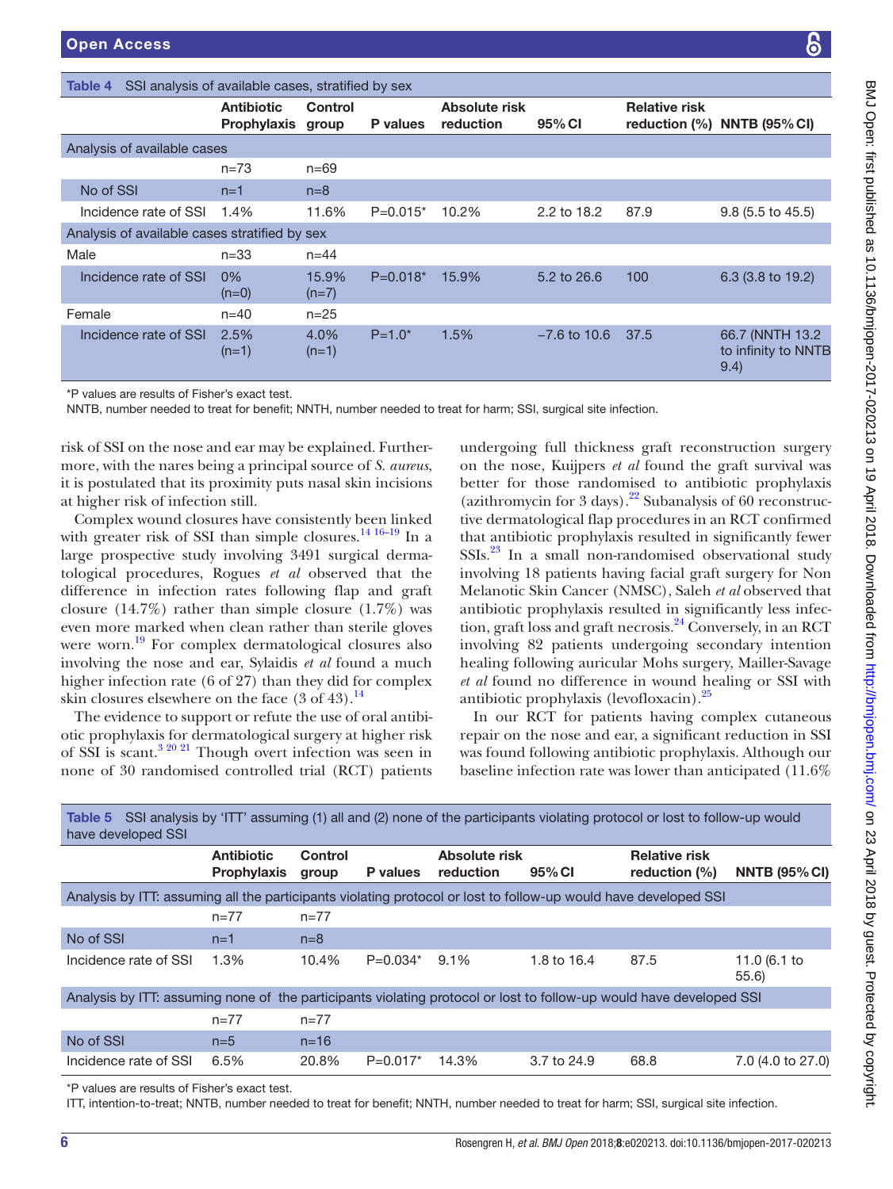**Table 4** SSI analysis of available cases, stratified by sex

| | Antibiotic Prophylaxis | Control group | P values | Absolute risk reduction | 95% CI | Relative risk reduction (%) | NNTB (95% CI) |
|---|---|---|---|---|---|---|---|
| Analysis of available cases | | | | | | | |
| | n=73 | n=69 | | | | | |
| No of SSI | n=1 | n=8 | | | | | |
| Incidence rate of SSI | 1.4% | 11.6% | P=0.015* | 10.2% | 2.2 to 18.2 | 87.9 | 9.8 (5.5 to 45.5) |
| Analysis of available cases stratified by sex | | | | | | | |
| Male | n=33 | n=44 | | | | | |
| Incidence rate of SSI | 0% (n=0) | 15.9% (n=7) | P=0.018* | 15.9% | 5.2 to 26.6 | 100 | 6.3 (3.8 to 19.2) |
| Female | n=40 | n=25 | | | | | |
| Incidence rate of SSI | 2.5% (n=1) | 4.0% (n=1) | P=1.0* | 1.5% | −7.6 to 10.6 | 37.5 | 66.7 (NNTH 13.2 to infinity to NNTB 9.4) |

*P values are results of Fisher's exact test.

NNTB, number needed to treat for benefit; NNTH, number needed to treat for harm; SSI, surgical site infection.

risk of SSI on the nose and ear may be explained. Furthermore, with the nares being a principal source of *S. aureus*, it is postulated that its proximity puts nasal skin incisions at higher risk of infection still.

Complex wound closures have consistently been linked with greater risk of SSI than simple closures.[14 16–19] In a large prospective study involving 3491 surgical dermatological procedures, Rogues *et al* observed that the difference in infection rates following flap and graft closure (14.7%) rather than simple closure (1.7%) was even more marked when clean rather than sterile gloves were worn.[19] For complex dermatological closures also involving the nose and ear, Sylaidis *et al* found a much higher infection rate (6 of 27) than they did for complex skin closures elsewhere on the face (3 of 43).[14]

The evidence to support or refute the use of oral antibiotic prophylaxis for dermatological surgery at higher risk of SSI is scant.[3 20 21] Though overt infection was seen in none of 30 randomised controlled trial (RCT) patients undergoing full thickness graft reconstruction surgery on the nose, Kuijpers *et al* found the graft survival was better for those randomised to antibiotic prophylaxis (azithromycin for 3 days).[22] Subanalysis of 60 reconstructive dermatological flap procedures in an RCT confirmed that antibiotic prophylaxis resulted in significantly fewer SSIs.[23] In a small non-randomised observational study involving 18 patients having facial graft surgery for Non Melanotic Skin Cancer (NMSC), Saleh *et al* observed that antibiotic prophylaxis resulted in significantly less infection, graft loss and graft necrosis.[24] Conversely, in an RCT involving 82 patients undergoing secondary intention healing following auricular Mohs surgery, Mailler-Savage *et al* found no difference in wound healing or SSI with antibiotic prophylaxis (levofloxacin).[25]

In our RCT for patients having complex cutaneous repair on the nose and ear, a significant reduction in SSI was found following antibiotic prophylaxis. Although our baseline infection rate was lower than anticipated (11.6%

**Table 5** SSI analysis by 'ITT' assuming (1) all and (2) none of the participants violating protocol or lost to follow-up would have developed SSI

| | Antibiotic Prophylaxis | Control group | P values | Absolute risk reduction | 95% CI | Relative risk reduction (%) | NNTB (95% CI) |
|---|---|---|---|---|---|---|---|
| Analysis by ITT: assuming all the participants violating protocol or lost to follow-up would have developed SSI | | | | | | | |
| | n=77 | n=77 | | | | | |
| No of SSI | n=1 | n=8 | | | | | |
| Incidence rate of SSI | 1.3% | 10.4% | P=0.034* | 9.1% | 1.8 to 16.4 | 87.5 | 11.0 (6.1 to 55.6) |
| Analysis by ITT: assuming none of the participants violating protocol or lost to follow-up would have developed SSI | | | | | | | |
| | n=77 | n=77 | | | | | |
| No of SSI | n=5 | n=16 | | | | | |
| Incidence rate of SSI | 6.5% | 20.8% | P=0.017* | 14.3% | 3.7 to 24.9 | 68.8 | 7.0 (4.0 to 27.0) |

*P values are results of Fisher's exact test.

ITT, intention-to-treat; NNTB, number needed to treat for benefit; NNTH, number needed to treat for harm; SSI, surgical site infection.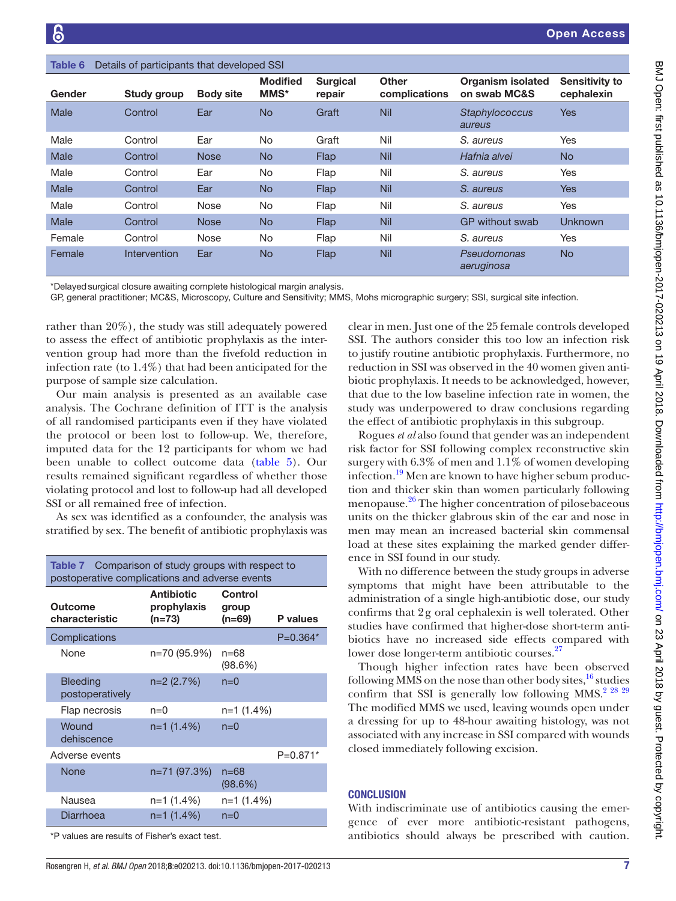Table 6 Details of participants that developed SSI

| Gender | Study group | Body site | Modified MMS* | Surgical repair | Other complications | Organism isolated on swab MC&S | Sensitivity to cephalexin |
|---|---|---|---|---|---|---|---|
| Male | Control | Ear | No | Graft | Nil | *Staphylococcus aureus* | Yes |
| Male | Control | Ear | No | Graft | Nil | *S. aureus* | Yes |
| Male | Control | Nose | No | Flap | Nil | *Hafnia alvei* | No |
| Male | Control | Ear | No | Flap | Nil | *S. aureus* | Yes |
| Male | Control | Ear | No | Flap | Nil | *S. aureus* | Yes |
| Male | Control | Nose | No | Flap | Nil | *S. aureus* | Yes |
| Male | Control | Nose | No | Flap | Nil | GP without swab | Unknown |
| Female | Control | Nose | No | Flap | Nil | *S. aureus* | Yes |
| Female | Intervention | Ear | No | Flap | Nil | *Pseudomonas aeruginosa* | No |

*Delayed surgical closure awaiting complete histological margin analysis.
GP, general practitioner; MC&S, Microscopy, Culture and Sensitivity; MMS, Mohs micrographic surgery; SSI, surgical site infection.

rather than 20%), the study was still adequately powered to assess the effect of antibiotic prophylaxis as the intervention group had more than the fivefold reduction in infection rate (to 1.4%) that had been anticipated for the purpose of sample size calculation.

Our main analysis is presented as an available case analysis. The Cochrane definition of ITT is the analysis of all randomised participants even if they have violated the protocol or been lost to follow-up. We, therefore, imputed data for the 12 participants for whom we had been unable to collect outcome data (table 5). Our results remained significant regardless of whether those violating protocol and lost to follow-up had all developed SSI or all remained free of infection.

As sex was identified as a confounder, the analysis was stratified by sex. The benefit of antibiotic prophylaxis was clear in men. Just one of the 25 female controls developed SSI. The authors consider this too low an infection risk to justify routine antibiotic prophylaxis. Furthermore, no reduction in SSI was observed in the 40 women given antibiotic prophylaxis. It needs to be acknowledged, however, that due to the low baseline infection rate in women, the study was underpowered to draw conclusions regarding the effect of antibiotic prophylaxis in this subgroup.

Rogues *et al* also found that gender was an independent risk factor for SSI following complex reconstructive skin surgery with 6.3% of men and 1.1% of women developing infection.[19] Men are known to have higher sebum production and thicker skin than women particularly following menopause.[26] The higher concentration of pilosebaceous units on the thicker glabrous skin of the ear and nose in men may mean an increased bacterial skin commensal load at these sites explaining the marked gender difference in SSI found in our study.

With no difference between the study groups in adverse symptoms that might have been attributable to the administration of a single high-antibiotic dose, our study confirms that 2 g oral cephalexin is well tolerated. Other studies have confirmed that higher-dose short-term antibiotics have no increased side effects compared with lower dose longer-term antibiotic courses.[27]

Though higher infection rates have been observed following MMS on the nose than other body sites,[16] studies confirm that SSI is generally low following MMS.[2 28 29] The modified MMS we used, leaving wounds open under a dressing for up to 48-hour awaiting histology, was not associated with any increase in SSI compared with wounds closed immediately following excision.

Table 7 Comparison of study groups with respect to postoperative complications and adverse events

| Outcome characteristic | Antibiotic prophylaxis (n=73) | Control group (n=69) | P values |
|---|---|---|---|
| Complications | | | P=0.364* |
| None | n=70 (95.9%) | n=68 (98.6%) | |
| Bleeding postoperatively | n=2 (2.7%) | n=0 | |
| Flap necrosis | n=0 | n=1 (1.4%) | |
| Wound dehiscence | n=1 (1.4%) | n=0 | |
| Adverse events | | | P=0.871* |
| None | n=71 (97.3%) | n=68 (98.6%) | |
| Nausea | n=1 (1.4%) | n=1 (1.4%) | |
| Diarrhoea | n=1 (1.4%) | n=0 | |

*P values are results of Fisher's exact test.

## CONCLUSION

With indiscriminate use of antibiotics causing the emergence of ever more antibiotic-resistant pathogens, antibiotics should always be prescribed with caution.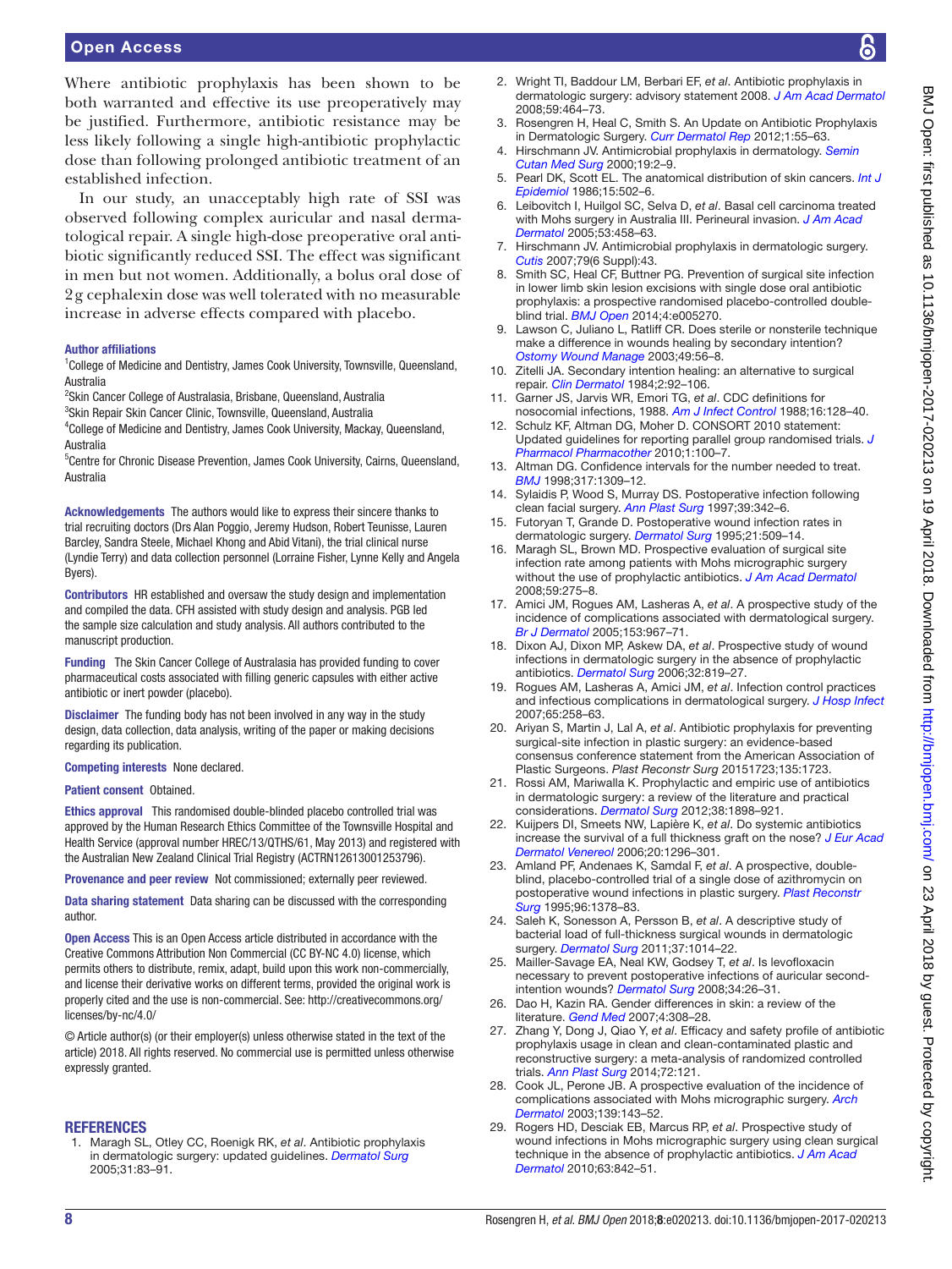Where antibiotic prophylaxis has been shown to be both warranted and effective its use preoperatively may be justified. Furthermore, antibiotic resistance may be less likely following a single high-antibiotic prophylactic dose than following prolonged antibiotic treatment of an established infection.

In our study, an unacceptably high rate of SSI was observed following complex auricular and nasal dermatological repair. A single high-dose preoperative oral antibiotic significantly reduced SSI. The effect was significant in men but not women. Additionally, a bolus oral dose of 2 g cephalexin dose was well tolerated with no measurable increase in adverse effects compared with placebo.

**Author affiliations**

[1]College of Medicine and Dentistry, James Cook University, Townsville, Queensland, Australia
[2]Skin Cancer College of Australasia, Brisbane, Queensland, Australia
[3]Skin Repair Skin Cancer Clinic, Townsville, Queensland, Australia
[4]College of Medicine and Dentistry, James Cook University, Mackay, Queensland, Australia
[5]Centre for Chronic Disease Prevention, James Cook University, Cairns, Queensland, Australia

**Acknowledgements** The authors would like to express their sincere thanks to trial recruiting doctors (Drs Alan Poggio, Jeremy Hudson, Robert Teunisse, Lauren Barcley, Sandra Steele, Michael Khong and Abid Vitani), the trial clinical nurse (Lyndie Terry) and data collection personnel (Lorraine Fisher, Lynne Kelly and Angela Byers).

**Contributors** HR established and oversaw the study design and implementation and compiled the data. CFH assisted with study design and analysis. PGB led the sample size calculation and study analysis. All authors contributed to the manuscript production.

**Funding** The Skin Cancer College of Australasia has provided funding to cover pharmaceutical costs associated with filling generic capsules with either active antibiotic or inert powder (placebo).

**Disclaimer** The funding body has not been involved in any way in the study design, data collection, data analysis, writing of the paper or making decisions regarding its publication.

**Competing interests** None declared.

**Patient consent** Obtained.

**Ethics approval** This randomised double-blinded placebo controlled trial was approved by the Human Research Ethics Committee of the Townsville Hospital and Health Service (approval number HREC/13/QTHS/61, May 2013) and registered with the Australian New Zealand Clinical Trial Registry (ACTRN12613001253796).

**Provenance and peer review** Not commissioned; externally peer reviewed.

**Data sharing statement** Data sharing can be discussed with the corresponding author.

**Open Access** This is an Open Access article distributed in accordance with the Creative Commons Attribution Non Commercial (CC BY-NC 4.0) license, which permits others to distribute, remix, adapt, build upon this work non-commercially, and license their derivative works on different terms, provided the original work is properly cited and the use is non-commercial. See: http://creativecommons.org/licenses/by-nc/4.0/

© Article author(s) (or their employer(s) unless otherwise stated in the text of the article) 2018. All rights reserved. No commercial use is permitted unless otherwise expressly granted.

## REFERENCES

1. Maragh SL, Otley CC, Roenigk RK, *et al*. Antibiotic prophylaxis in dermatologic surgery: updated guidelines. *Dermatol Surg* 2005;31:83–91.
2. Wright TI, Baddour LM, Berbari EF, *et al*. Antibiotic prophylaxis in dermatologic surgery: advisory statement 2008. *J Am Acad Dermatol* 2008;59:464–73.
3. Rosengren H, Heal C, Smith S. An Update on Antibiotic Prophylaxis in Dermatologic Surgery. *Curr Dermatol Rep* 2012;1:55–63.
4. Hirschmann JV. Antimicrobial prophylaxis in dermatology. *Semin Cutan Med Surg* 2000;19:2–9.
5. Pearl DK, Scott EL. The anatomical distribution of skin cancers. *Int J Epidemiol* 1986;15:502–6.
6. Leibovitch I, Huilgol SC, Selva D, *et al*. Basal cell carcinoma treated with Mohs surgery in Australia III. Perineural invasion. *J Am Acad Dermatol* 2005;53:458–63.
7. Hirschmann JV. Antimicrobial prophylaxis in dermatologic surgery. *Cutis* 2007;79(6 Suppl):43.
8. Smith SC, Heal CF, Buttner PG. Prevention of surgical site infection in lower limb skin lesion excisions with single dose oral antibiotic prophylaxis: a prospective randomised placebo-controlled double-blind trial. *BMJ Open* 2014;4:e005270.
9. Lawson C, Juliano L, Ratliff CR. Does sterile or nonsterile technique make a difference in wounds healing by secondary intention? *Ostomy Wound Manage* 2003;49:56–8.
10. Zitelli JA. Secondary intention healing: an alternative to surgical repair. *Clin Dermatol* 1984;2:92–106.
11. Garner JS, Jarvis WR, Emori TG, *et al*. CDC definitions for nosocomial infections, 1988. *Am J Infect Control* 1988;16:128–40.
12. Schulz KF, Altman DG, Moher D. CONSORT 2010 statement: Updated guidelines for reporting parallel group randomised trials. *J Pharmacol Pharmacother* 2010;1:100–7.
13. Altman DG. Confidence intervals for the number needed to treat. *BMJ* 1998;317:1309–12.
14. Sylaidis P, Wood S, Murray DS. Postoperative infection following clean facial surgery. *Ann Plast Surg* 1997;39:342–6.
15. Futoryan T, Grande D. Postoperative wound infection rates in dermatologic surgery. *Dermatol Surg* 1995;21:509–14.
16. Maragh SL, Brown MD. Prospective evaluation of surgical site infection rate among patients with Mohs micrographic surgery without the use of prophylactic antibiotics. *J Am Acad Dermatol* 2008;59:275–8.
17. Amici JM, Rogues AM, Lasheras A, *et al*. A prospective study of the incidence of complications associated with dermatological surgery. *Br J Dermatol* 2005;153:967–71.
18. Dixon AJ, Dixon MP, Askew DA, *et al*. Prospective study of wound infections in dermatologic surgery in the absence of prophylactic antibiotics. *Dermatol Surg* 2006;32:819–27.
19. Rogues AM, Lasheras A, Amici JM, *et al*. Infection control practices and infectious complications in dermatological surgery. *J Hosp Infect* 2007;65:258–63.
20. Ariyan S, Martin J, Lal A, *et al*. Antibiotic prophylaxis for preventing surgical-site infection in plastic surgery: an evidence-based consensus conference statement from the American Association of Plastic Surgeons. *Plast Reconstr Surg* 20151723;135:1723.
21. Rossi AM, Mariwalla K. Prophylactic and empiric use of antibiotics in dermatologic surgery: a review of the literature and practical considerations. *Dermatol Surg* 2012;38:1898–921.
22. Kuijpers DI, Smeets NW, Lapière K, *et al*. Do systemic antibiotics increase the survival of a full thickness graft on the nose? *J Eur Acad Dermatol Venereol* 2006;20:1296–301.
23. Amland PF, Andenaes K, Samdal F, *et al*. A prospective, double-blind, placebo-controlled trial of a single dose of azithromycin on postoperative wound infections in plastic surgery. *Plast Reconstr Surg* 1995;96:1378–83.
24. Saleh K, Sonesson A, Persson B, *et al*. A descriptive study of bacterial load of full-thickness surgical wounds in dermatologic surgery. *Dermatol Surg* 2011;37:1014–22.
25. Mailler-Savage EA, Neal KW, Godsey T, *et al*. Is levofloxacin necessary to prevent postoperative infections of auricular second-intention wounds? *Dermatol Surg* 2008;34:26–31.
26. Dao H, Kazin RA. Gender differences in skin: a review of the literature. *Gend Med* 2007;4:308–28.
27. Zhang Y, Dong J, Qiao Y, *et al*. Efficacy and safety profile of antibiotic prophylaxis usage in clean and clean-contaminated plastic and reconstructive surgery: a meta-analysis of randomized controlled trials. *Ann Plast Surg* 2014;72:121.
28. Cook JL, Perone JB. A prospective evaluation of the incidence of complications associated with Mohs micrographic surgery. *Arch Dermatol* 2003;139:143–52.
29. Rogers HD, Desciak EB, Marcus RP, *et al*. Prospective study of wound infections in Mohs micrographic surgery using clean surgical technique in the absence of prophylactic antibiotics. *J Am Acad Dermatol* 2010;63:842–51.